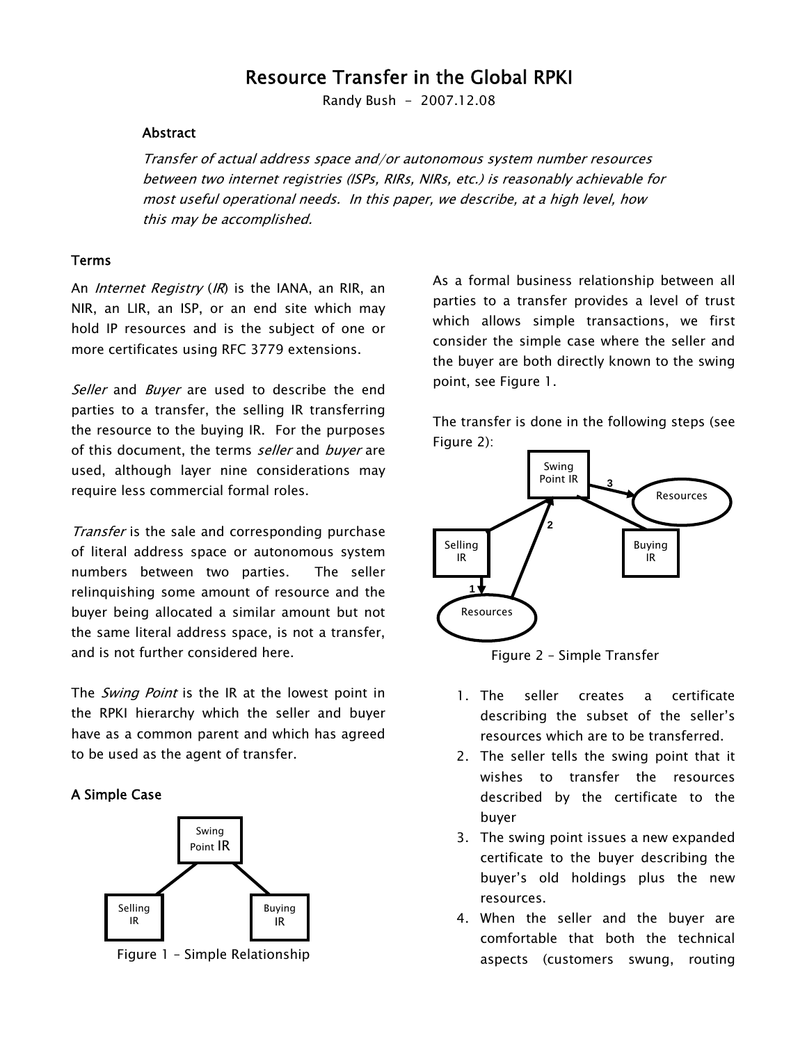# Resource Transfer in the Global RPKI

Randy Bush - 2007.12.08

### Abstract

*Transfer of actual address space and/or autonomous system number resources between two internet registries (ISPs, RIRs, NIRs, etc.) is reasonably achievable for most useful operational needs. In this paper, we describe, at a high level, how this may be accomplished.*

### Terms

An *Internet Registry* (*IR*) is the IANA, an RIR, an NIR, an LIR, an ISP, or an end site which may hold IP resources and is the subject of one or more certificates using RFC 3779 extensions.

*Seller* and *Buyer* are used to describe the end parties to a transfer, the selling IR transferring the resource to the buying IR. For the purposes of this document, the terms *seller* and *buyer* are used, although layer nine considerations may require less commercial formal roles.

*Transfer* is the sale and corresponding purchase of literal address space or autonomous system numbers between two parties. The seller relinquishing some amount of resource and the buyer being allocated a similar amount but not the same literal address space, is not a transfer, and is not further considered here.

The *Swing Point* is the IR at the lowest point in the RPKI hierarchy which the seller and buyer have as a common parent and which has agreed to be used as the agent of transfer.

### A Simple Case

Figure 1 – Simple Relationship

As a formal business relationship between all parties to a transfer provides a level of trust which allows simple transactions, we first consider the simple case where the seller and the buyer are both directly known to the swing point, see Figure 1.

The transfer is done in the following steps (see Figure 2):

Figure 2 – Simple Transfer

1. The seller creates a certificate describing the subset of the seller's resources which are to be transferred.
2. The seller tells the swing point that it wishes to transfer the resources described by the certificate to the buyer
3. The swing point issues a new expanded certificate to the buyer describing the buyer's old holdings plus the new resources.
4. When the seller and the buyer are comfortable that both the technical aspects (customers swung, routing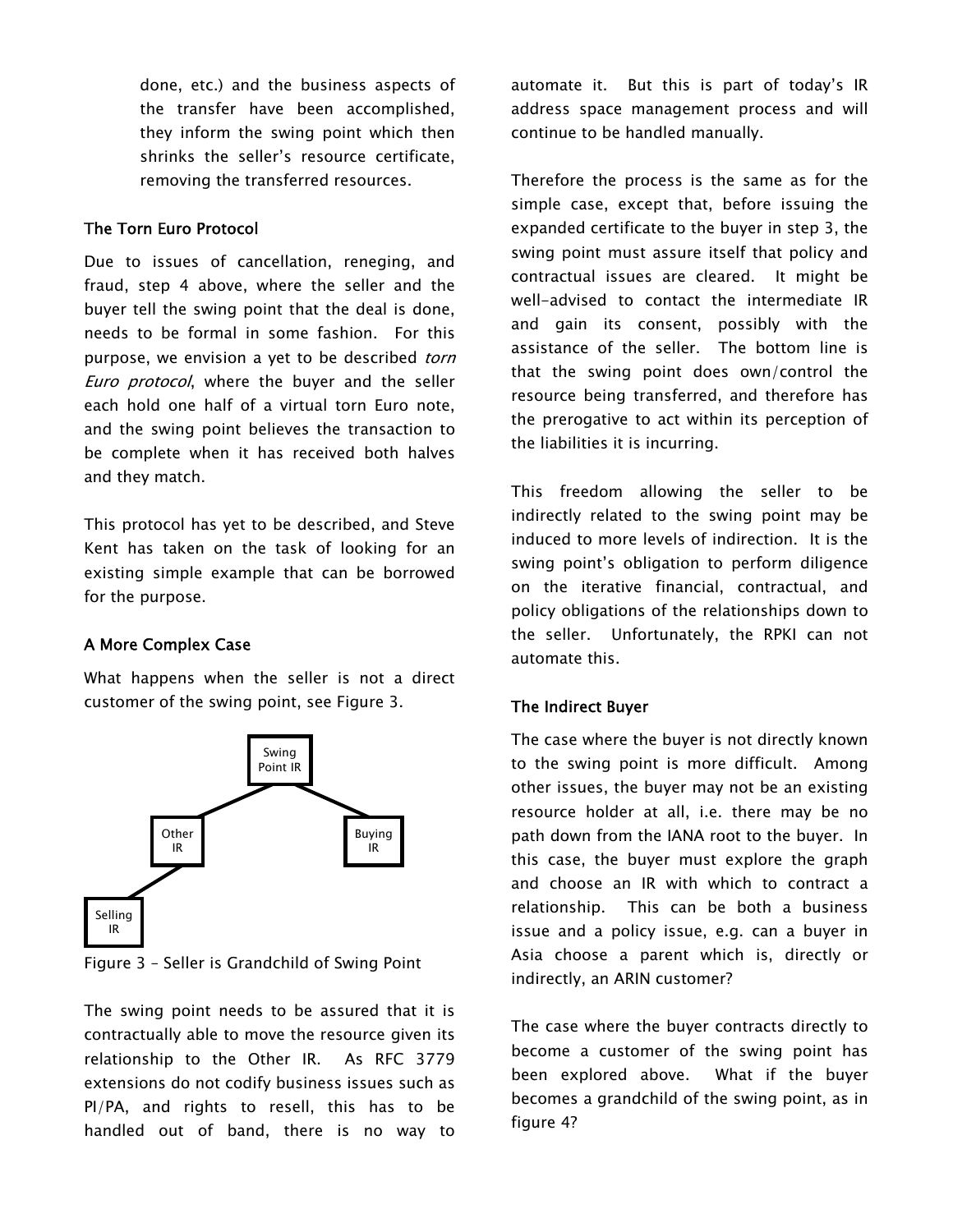done, etc.) and the business aspects of the transfer have been accomplished, they inform the swing point which then shrinks the seller's resource certificate, removing the transferred resources.

### The Torn Euro Protocol

Due to issues of cancellation, reneging, and fraud, step 4 above, where the seller and the buyer tell the swing point that the deal is done, needs to be formal in some fashion. For this purpose, we envision a yet to be described *torn Euro protocol*, where the buyer and the seller each hold one half of a virtual torn Euro note, and the swing point believes the transaction to be complete when it has received both halves and they match.

This protocol has yet to be described, and Steve Kent has taken on the task of looking for an existing simple example that can be borrowed for the purpose.

### A More Complex Case

What happens when the seller is not a direct customer of the swing point, see Figure 3.

Figure 3 – Seller is Grandchild of Swing Point

The swing point needs to be assured that it is contractually able to move the resource given its relationship to the Other IR. As RFC 3779 extensions do not codify business issues such as PI/PA, and rights to resell, this has to be handled out of band, there is no way to automate it. But this is part of today's IR address space management process and will continue to be handled manually.

Therefore the process is the same as for the simple case, except that, before issuing the expanded certificate to the buyer in step 3, the swing point must assure itself that policy and contractual issues are cleared. It might be well-advised to contact the intermediate IR and gain its consent, possibly with the assistance of the seller. The bottom line is that the swing point does own/control the resource being transferred, and therefore has the prerogative to act within its perception of the liabilities it is incurring.

This freedom allowing the seller to be indirectly related to the swing point may be induced to more levels of indirection. It is the swing point's obligation to perform diligence on the iterative financial, contractual, and policy obligations of the relationships down to the seller. Unfortunately, the RPKI can not automate this.

### The Indirect Buyer

The case where the buyer is not directly known to the swing point is more difficult. Among other issues, the buyer may not be an existing resource holder at all, i.e. there may be no path down from the IANA root to the buyer. In this case, the buyer must explore the graph and choose an IR with which to contract a relationship. This can be both a business issue and a policy issue, e.g. can a buyer in Asia choose a parent which is, directly or indirectly, an ARIN customer?

The case where the buyer contracts directly to become a customer of the swing point has been explored above. What if the buyer becomes a grandchild of the swing point, as in figure 4?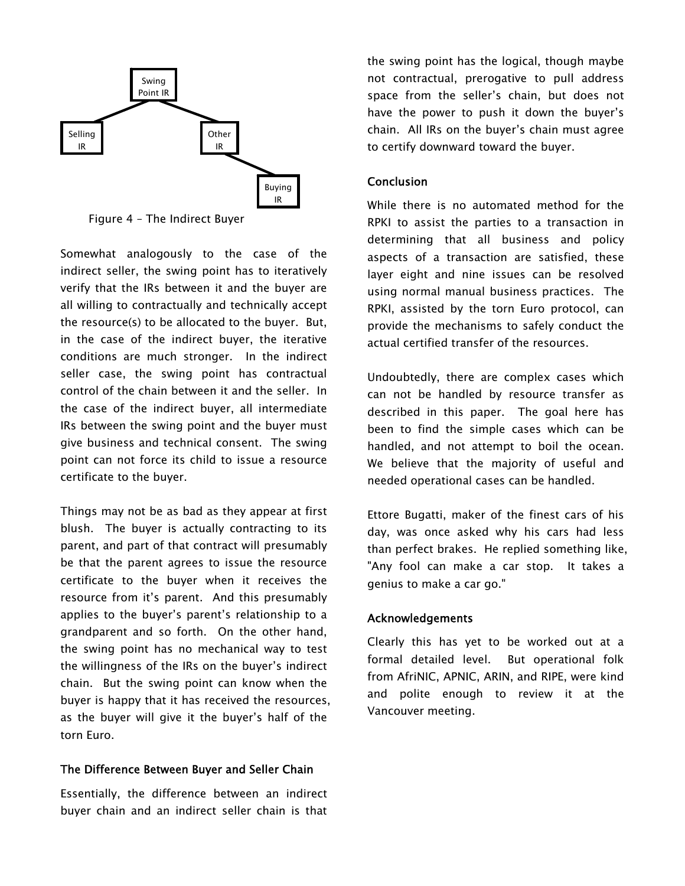Swing Point IR

Selling IR

Other IR

Buying IR

Figure 4 – The Indirect Buyer

Somewhat analogously to the case of the indirect seller, the swing point has to iteratively verify that the IRs between it and the buyer are all willing to contractually and technically accept the resource(s) to be allocated to the buyer. But, in the case of the indirect buyer, the iterative conditions are much stronger. In the indirect seller case, the swing point has contractual control of the chain between it and the seller. In the case of the indirect buyer, all intermediate IRs between the swing point and the buyer must give business and technical consent. The swing point can not force its child to issue a resource certificate to the buyer.

Things may not be as bad as they appear at first blush. The buyer is actually contracting to its parent, and part of that contract will presumably be that the parent agrees to issue the resource certificate to the buyer when it receives the resource from it's parent. And this presumably applies to the buyer's parent's relationship to a grandparent and so forth. On the other hand, the swing point has no mechanical way to test the willingness of the IRs on the buyer's indirect chain. But the swing point can know when the buyer is happy that it has received the resources, as the buyer will give it the buyer's half of the torn Euro.

## The Difference Between Buyer and Seller Chain

Essentially, the difference between an indirect buyer chain and an indirect seller chain is that the swing point has the logical, though maybe not contractual, prerogative to pull address space from the seller's chain, but does not have the power to push it down the buyer's chain. All IRs on the buyer's chain must agree to certify downward toward the buyer.

## Conclusion

While there is no automated method for the RPKI to assist the parties to a transaction in determining that all business and policy aspects of a transaction are satisfied, these layer eight and nine issues can be resolved using normal manual business practices. The RPKI, assisted by the torn Euro protocol, can provide the mechanisms to safely conduct the actual certified transfer of the resources.

Undoubtedly, there are complex cases which can not be handled by resource transfer as described in this paper. The goal here has been to find the simple cases which can be handled, and not attempt to boil the ocean. We believe that the majority of useful and needed operational cases can be handled.

Ettore Bugatti, maker of the finest cars of his day, was once asked why his cars had less than perfect brakes. He replied something like, "Any fool can make a car stop. It takes a genius to make a car go."

## Acknowledgements

Clearly this has yet to be worked out at a formal detailed level. But operational folk from AfriNIC, APNIC, ARIN, and RIPE, were kind and polite enough to review it at the Vancouver meeting.